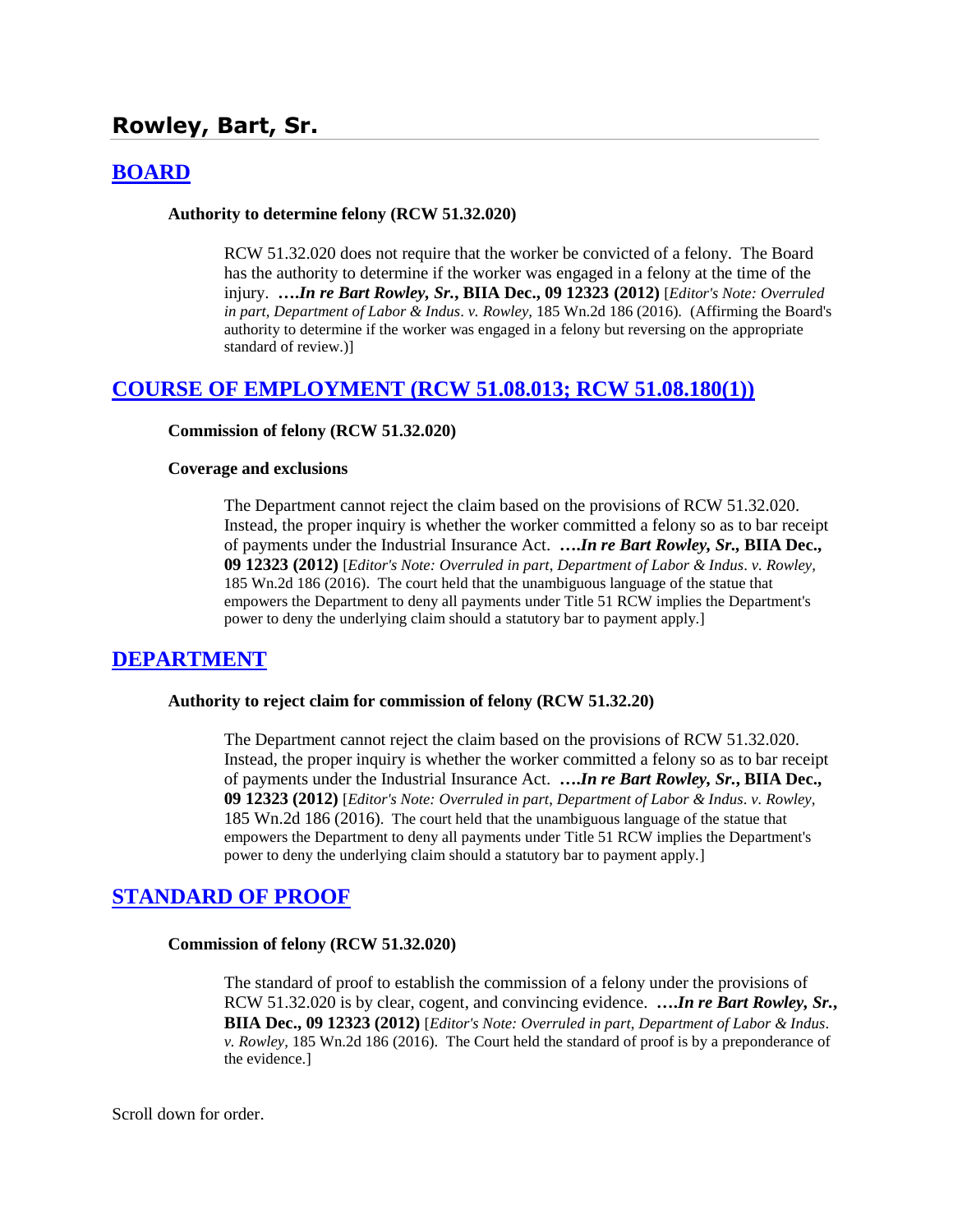# Rowley, Bart, Sr.

## [BOARD]

**Authority to determine felony (RCW 51.32.020)**

RCW 51.32.020 does not require that the worker be convicted of a felony. The Board has the authority to determine if the worker was engaged in a felony at the time of the injury. ***….In re Bart Rowley, Sr.*, BIIA Dec., 09 12323 (2012)** [*Editor's Note: Overruled in part, Department of Labor & Indus. v. Rowley,* 185 Wn.2d 186 (2016). (Affirming the Board's authority to determine if the worker was engaged in a felony but reversing on the appropriate standard of review.)]

## [COURSE OF EMPLOYMENT (RCW 51.08.013; RCW 51.08.180(1))]

**Commission of felony (RCW 51.32.020)**

**Coverage and exclusions**

The Department cannot reject the claim based on the provisions of RCW 51.32.020. Instead, the proper inquiry is whether the worker committed a felony so as to bar receipt of payments under the Industrial Insurance Act. ***….In re Bart Rowley, Sr.*, BIIA Dec., 09 12323 (2012)** [*Editor's Note: Overruled in part, Department of Labor & Indus. v. Rowley,* 185 Wn.2d 186 (2016). The court held that the unambiguous language of the statue that empowers the Department to deny all payments under Title 51 RCW implies the Department's power to deny the underlying claim should a statutory bar to payment apply.]

## [DEPARTMENT]

**Authority to reject claim for commission of felony (RCW 51.32.20)**

The Department cannot reject the claim based on the provisions of RCW 51.32.020. Instead, the proper inquiry is whether the worker committed a felony so as to bar receipt of payments under the Industrial Insurance Act. ***….In re Bart Rowley, Sr.*, BIIA Dec., 09 12323 (2012)** [*Editor's Note: Overruled in part, Department of Labor & Indus. v. Rowley,* 185 Wn.2d 186 (2016). The court held that the unambiguous language of the statue that empowers the Department to deny all payments under Title 51 RCW implies the Department's power to deny the underlying claim should a statutory bar to payment apply.]

## [STANDARD OF PROOF]

**Commission of felony (RCW 51.32.020)**

The standard of proof to establish the commission of a felony under the provisions of RCW 51.32.020 is by clear, cogent, and convincing evidence. ***….In re Bart Rowley, Sr.*, BIIA Dec., 09 12323 (2012)** [*Editor's Note: Overruled in part, Department of Labor & Indus. v. Rowley,* 185 Wn.2d 186 (2016). The Court held the standard of proof is by a preponderance of the evidence.]

Scroll down for order.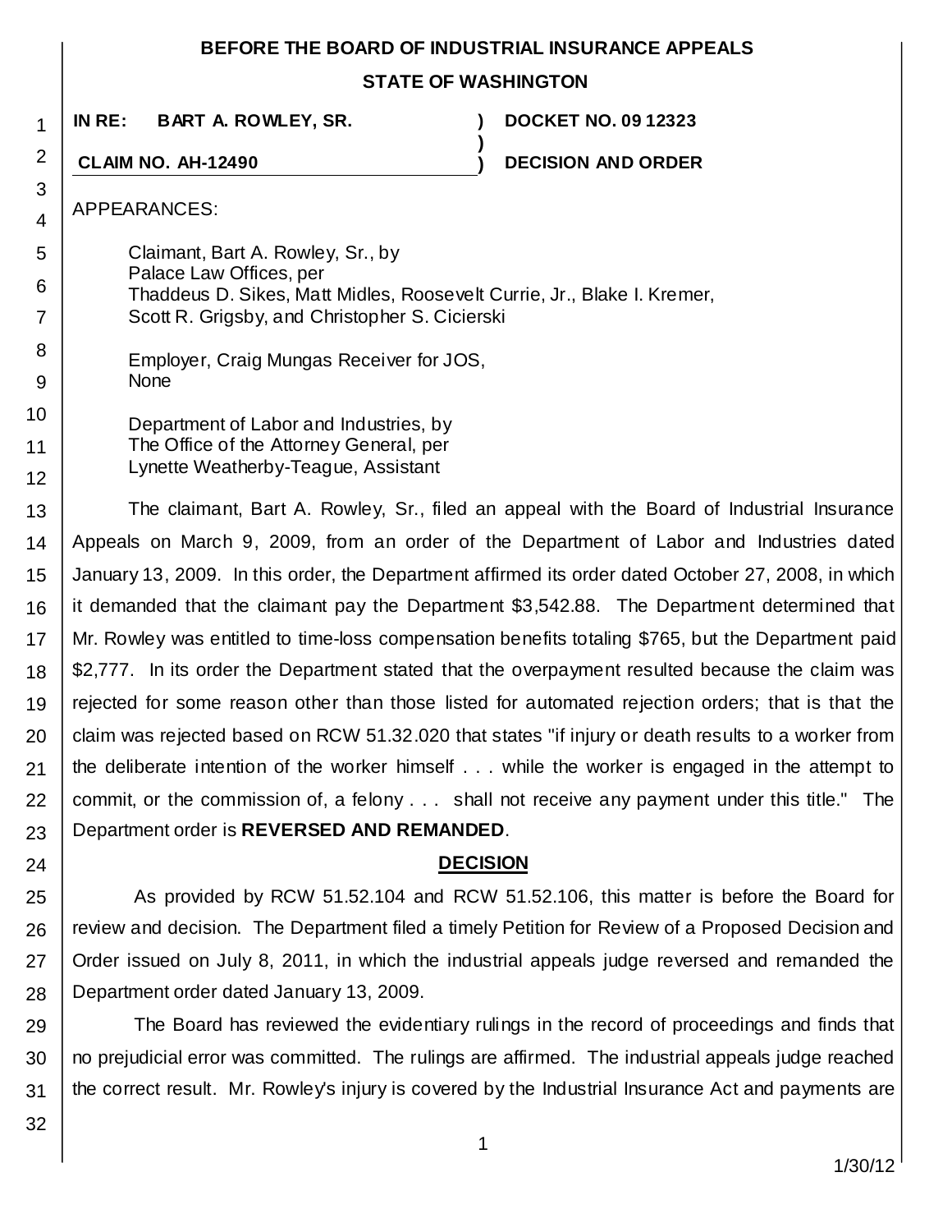**BEFORE THE BOARD OF INDUSTRIAL INSURANCE APPEALS**

**STATE OF WASHINGTON**

| | | |
|---|---|---|
| **IN RE: BART A. ROWLEY, SR.** | **)** | **DOCKET NO. 09 12323** |
| | **)** | |
| **CLAIM NO. AH-12490** | **)** | **DECISION AND ORDER** |

APPEARANCES:

Claimant, Bart A. Rowley, Sr., by
Palace Law Offices, per
Thaddeus D. Sikes, Matt Midles, Roosevelt Currie, Jr., Blake I. Kremer,
Scott R. Grigsby, and Christopher S. Cicierski

Employer, Craig Mungas Receiver for JOS,
None

Department of Labor and Industries, by
The Office of the Attorney General, per
Lynette Weatherby-Teague, Assistant

The claimant, Bart A. Rowley, Sr., filed an appeal with the Board of Industrial Insurance Appeals on March 9, 2009, from an order of the Department of Labor and Industries dated January 13, 2009. In this order, the Department affirmed its order dated October 27, 2008, in which it demanded that the claimant pay the Department $3,542.88. The Department determined that Mr. Rowley was entitled to time-loss compensation benefits totaling $765, but the Department paid $2,777. In its order the Department stated that the overpayment resulted because the claim was rejected for some reason other than those listed for automated rejection orders; that is that the claim was rejected based on RCW 51.32.020 that states "if injury or death results to a worker from the deliberate intention of the worker himself . . . while the worker is engaged in the attempt to commit, or the commission of, a felony . . . shall not receive any payment under this title." The Department order is **REVERSED AND REMANDED**.

## DECISION

As provided by RCW 51.52.104 and RCW 51.52.106, this matter is before the Board for review and decision. The Department filed a timely Petition for Review of a Proposed Decision and Order issued on July 8, 2011, in which the industrial appeals judge reversed and remanded the Department order dated January 13, 2009.

The Board has reviewed the evidentiary rulings in the record of proceedings and finds that no prejudicial error was committed. The rulings are affirmed. The industrial appeals judge reached the correct result. Mr. Rowley's injury is covered by the Industrial Insurance Act and payments are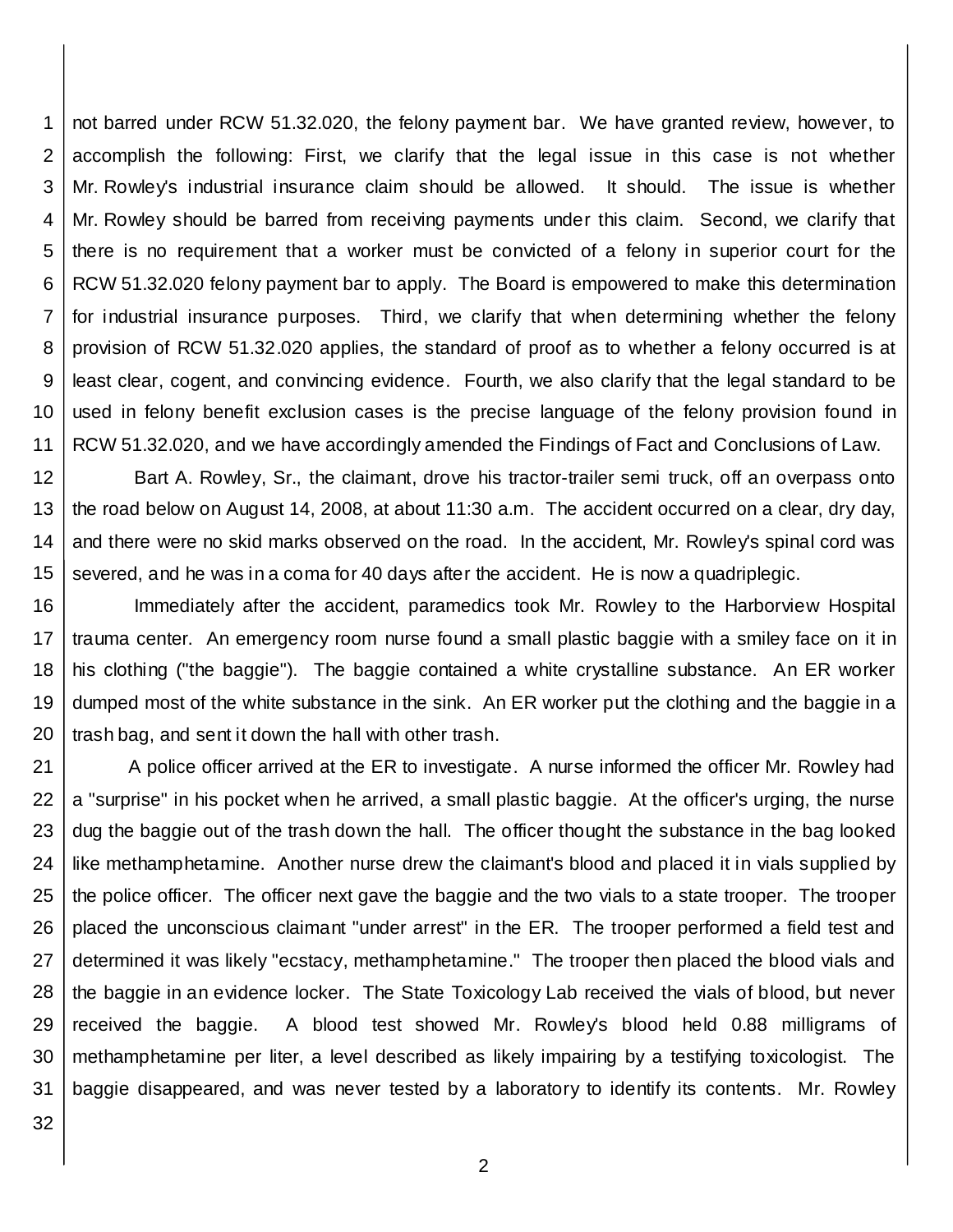not barred under RCW 51.32.020, the felony payment bar. We have granted review, however, to accomplish the following: First, we clarify that the legal issue in this case is not whether Mr. Rowley's industrial insurance claim should be allowed. It should. The issue is whether Mr. Rowley should be barred from receiving payments under this claim. Second, we clarify that there is no requirement that a worker must be convicted of a felony in superior court for the RCW 51.32.020 felony payment bar to apply. The Board is empowered to make this determination for industrial insurance purposes. Third, we clarify that when determining whether the felony provision of RCW 51.32.020 applies, the standard of proof as to whether a felony occurred is at least clear, cogent, and convincing evidence. Fourth, we also clarify that the legal standard to be used in felony benefit exclusion cases is the precise language of the felony provision found in RCW 51.32.020, and we have accordingly amended the Findings of Fact and Conclusions of Law.

Bart A. Rowley, Sr., the claimant, drove his tractor-trailer semi truck, off an overpass onto the road below on August 14, 2008, at about 11:30 a.m. The accident occurred on a clear, dry day, and there were no skid marks observed on the road. In the accident, Mr. Rowley's spinal cord was severed, and he was in a coma for 40 days after the accident. He is now a quadriplegic.

Immediately after the accident, paramedics took Mr. Rowley to the Harborview Hospital trauma center. An emergency room nurse found a small plastic baggie with a smiley face on it in his clothing ("the baggie"). The baggie contained a white crystalline substance. An ER worker dumped most of the white substance in the sink. An ER worker put the clothing and the baggie in a trash bag, and sent it down the hall with other trash.

A police officer arrived at the ER to investigate. A nurse informed the officer Mr. Rowley had a "surprise" in his pocket when he arrived, a small plastic baggie. At the officer's urging, the nurse dug the baggie out of the trash down the hall. The officer thought the substance in the bag looked like methamphetamine. Another nurse drew the claimant's blood and placed it in vials supplied by the police officer. The officer next gave the baggie and the two vials to a state trooper. The trooper placed the unconscious claimant "under arrest" in the ER. The trooper performed a field test and determined it was likely "ecstacy, methamphetamine." The trooper then placed the blood vials and the baggie in an evidence locker. The State Toxicology Lab received the vials of blood, but never received the baggie. A blood test showed Mr. Rowley's blood held 0.88 milligrams of methamphetamine per liter, a level described as likely impairing by a testifying toxicologist. The baggie disappeared, and was never tested by a laboratory to identify its contents. Mr. Rowley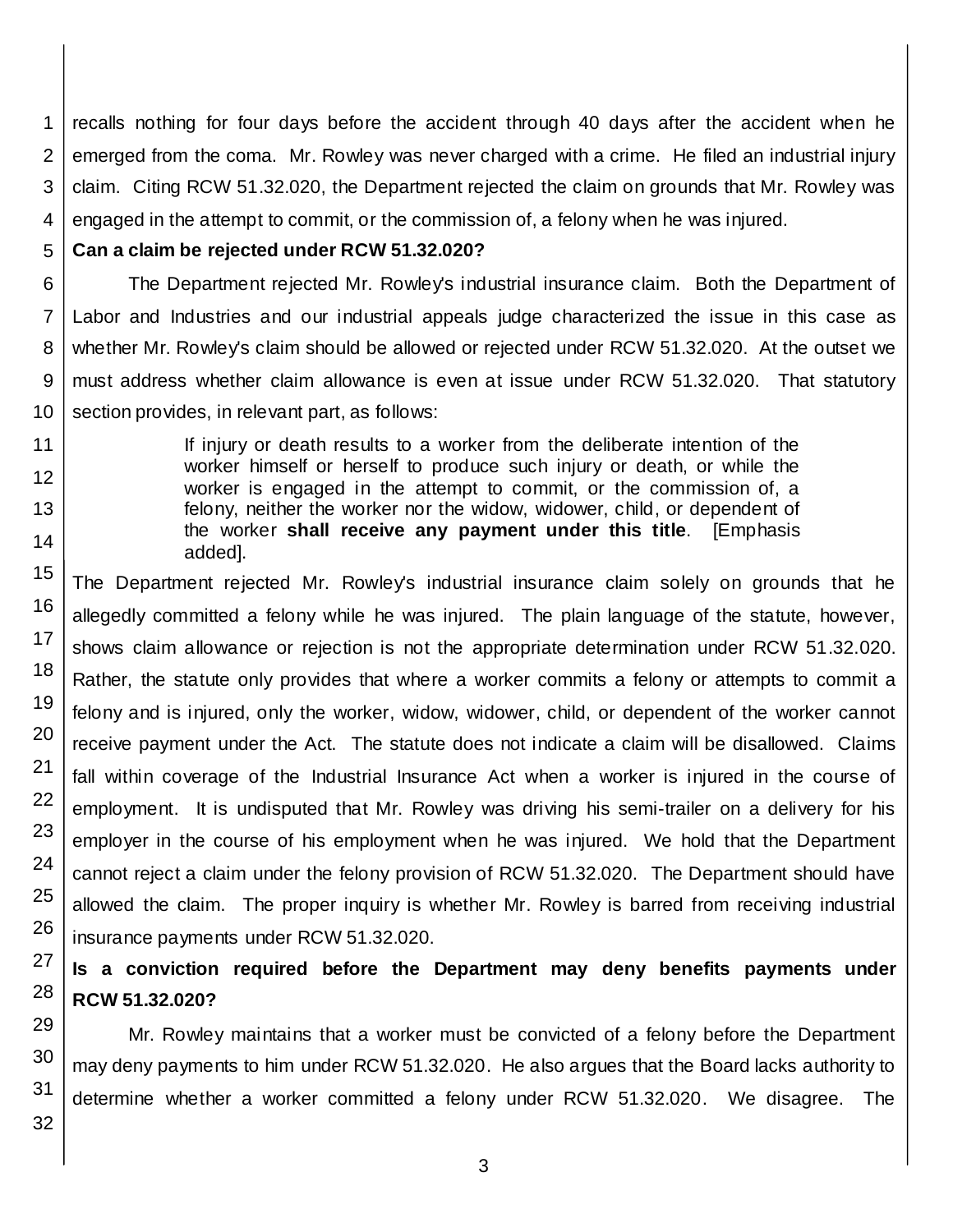recalls nothing for four days before the accident through 40 days after the accident when he emerged from the coma. Mr. Rowley was never charged with a crime. He filed an industrial injury claim. Citing RCW 51.32.020, the Department rejected the claim on grounds that Mr. Rowley was engaged in the attempt to commit, or the commission of, a felony when he was injured.

**Can a claim be rejected under RCW 51.32.020?**

The Department rejected Mr. Rowley's industrial insurance claim. Both the Department of Labor and Industries and our industrial appeals judge characterized the issue in this case as whether Mr. Rowley's claim should be allowed or rejected under RCW 51.32.020. At the outset we must address whether claim allowance is even at issue under RCW 51.32.020. That statutory section provides, in relevant part, as follows:

> If injury or death results to a worker from the deliberate intention of the worker himself or herself to produce such injury or death, or while the worker is engaged in the attempt to commit, or the commission of, a felony, neither the worker nor the widow, widower, child, or dependent of the worker **shall receive any payment under this title**. [Emphasis added].

The Department rejected Mr. Rowley's industrial insurance claim solely on grounds that he allegedly committed a felony while he was injured. The plain language of the statute, however, shows claim allowance or rejection is not the appropriate determination under RCW 51.32.020. Rather, the statute only provides that where a worker commits a felony or attempts to commit a felony and is injured, only the worker, widow, widower, child, or dependent of the worker cannot receive payment under the Act. The statute does not indicate a claim will be disallowed. Claims fall within coverage of the Industrial Insurance Act when a worker is injured in the course of employment. It is undisputed that Mr. Rowley was driving his semi-trailer on a delivery for his employer in the course of his employment when he was injured. We hold that the Department cannot reject a claim under the felony provision of RCW 51.32.020. The Department should have allowed the claim. The proper inquiry is whether Mr. Rowley is barred from receiving industrial insurance payments under RCW 51.32.020.

**Is a conviction required before the Department may deny benefits payments under RCW 51.32.020?**

Mr. Rowley maintains that a worker must be convicted of a felony before the Department may deny payments to him under RCW 51.32.020. He also argues that the Board lacks authority to determine whether a worker committed a felony under RCW 51.32.020. We disagree. The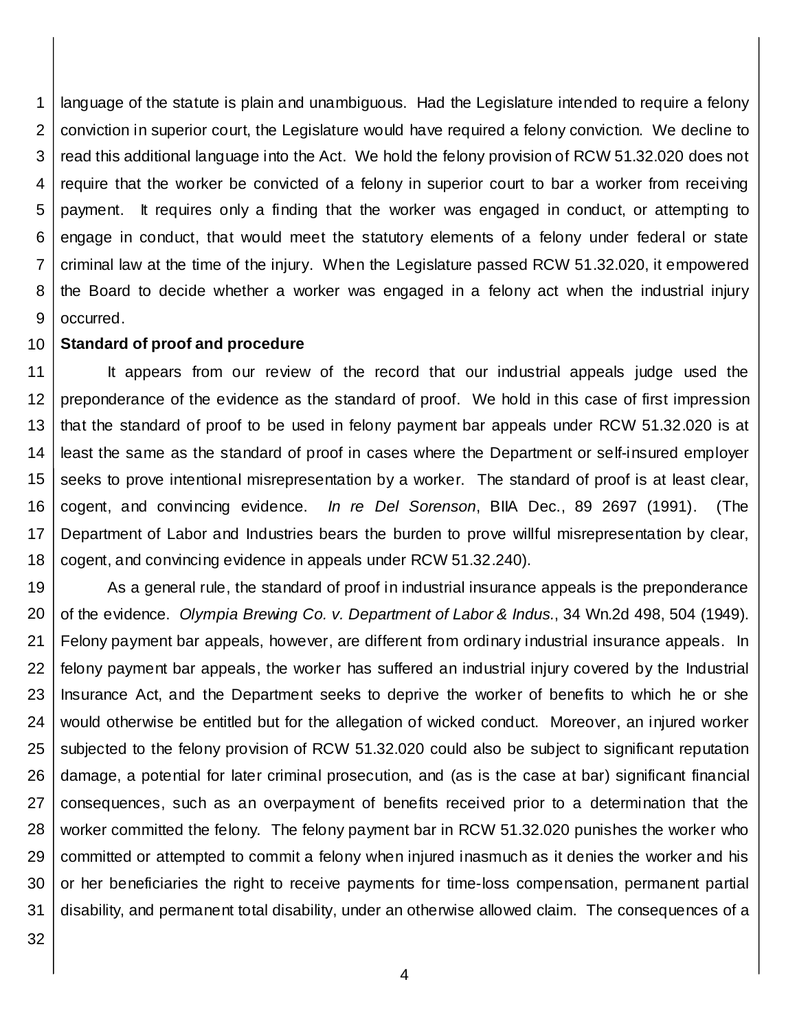language of the statute is plain and unambiguous. Had the Legislature intended to require a felony conviction in superior court, the Legislature would have required a felony conviction. We decline to read this additional language into the Act. We hold the felony provision of RCW 51.32.020 does not require that the worker be convicted of a felony in superior court to bar a worker from receiving payment. It requires only a finding that the worker was engaged in conduct, or attempting to engage in conduct, that would meet the statutory elements of a felony under federal or state criminal law at the time of the injury. When the Legislature passed RCW 51.32.020, it empowered the Board to decide whether a worker was engaged in a felony act when the industrial injury occurred.

**Standard of proof and procedure**

It appears from our review of the record that our industrial appeals judge used the preponderance of the evidence as the standard of proof. We hold in this case of first impression that the standard of proof to be used in felony payment bar appeals under RCW 51.32.020 is at least the same as the standard of proof in cases where the Department or self-insured employer seeks to prove intentional misrepresentation by a worker. The standard of proof is at least clear, cogent, and convincing evidence. *In re Del Sorenson*, BIIA Dec., 89 2697 (1991). (The Department of Labor and Industries bears the burden to prove willful misrepresentation by clear, cogent, and convincing evidence in appeals under RCW 51.32.240).

As a general rule, the standard of proof in industrial insurance appeals is the preponderance of the evidence. *Olympia Brewing Co. v. Department of Labor & Indus.*, 34 Wn.2d 498, 504 (1949). Felony payment bar appeals, however, are different from ordinary industrial insurance appeals. In felony payment bar appeals, the worker has suffered an industrial injury covered by the Industrial Insurance Act, and the Department seeks to deprive the worker of benefits to which he or she would otherwise be entitled but for the allegation of wicked conduct. Moreover, an injured worker subjected to the felony provision of RCW 51.32.020 could also be subject to significant reputation damage, a potential for later criminal prosecution, and (as is the case at bar) significant financial consequences, such as an overpayment of benefits received prior to a determination that the worker committed the felony. The felony payment bar in RCW 51.32.020 punishes the worker who committed or attempted to commit a felony when injured inasmuch as it denies the worker and his or her beneficiaries the right to receive payments for time-loss compensation, permanent partial disability, and permanent total disability, under an otherwise allowed claim. The consequences of a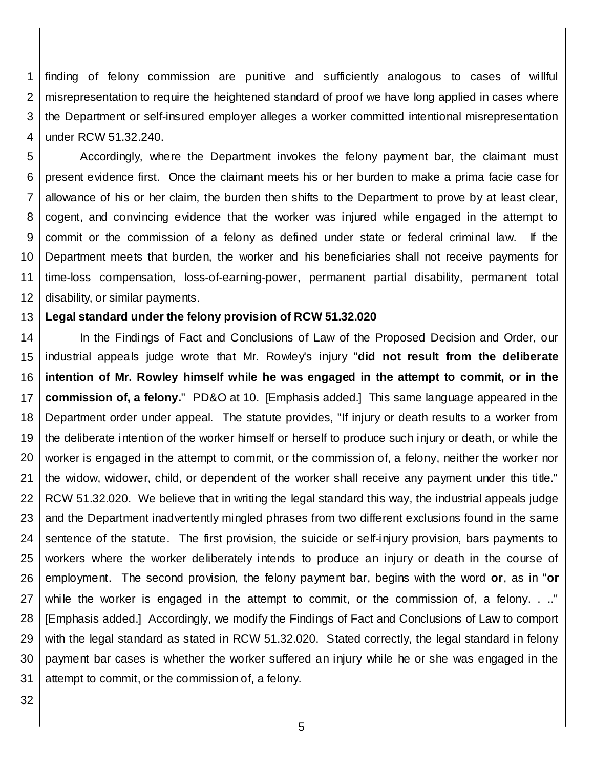finding of felony commission are punitive and sufficiently analogous to cases of willful misrepresentation to require the heightened standard of proof we have long applied in cases where the Department or self-insured employer alleges a worker committed intentional misrepresentation under RCW 51.32.240.

Accordingly, where the Department invokes the felony payment bar, the claimant must present evidence first. Once the claimant meets his or her burden to make a prima facie case for allowance of his or her claim, the burden then shifts to the Department to prove by at least clear, cogent, and convincing evidence that the worker was injured while engaged in the attempt to commit or the commission of a felony as defined under state or federal criminal law. If the Department meets that burden, the worker and his beneficiaries shall not receive payments for time-loss compensation, loss-of-earning-power, permanent partial disability, permanent total disability, or similar payments.

**Legal standard under the felony provision of RCW 51.32.020**

In the Findings of Fact and Conclusions of Law of the Proposed Decision and Order, our industrial appeals judge wrote that Mr. Rowley's injury "**did not result from the deliberate intention of Mr. Rowley himself while he was engaged in the attempt to commit, or in the commission of, a felony.**" PD&O at 10. [Emphasis added.] This same language appeared in the Department order under appeal. The statute provides, "If injury or death results to a worker from the deliberate intention of the worker himself or herself to produce such injury or death, or while the worker is engaged in the attempt to commit, or the commission of, a felony, neither the worker nor the widow, widower, child, or dependent of the worker shall receive any payment under this title." RCW 51.32.020. We believe that in writing the legal standard this way, the industrial appeals judge and the Department inadvertently mingled phrases from two different exclusions found in the same sentence of the statute. The first provision, the suicide or self-injury provision, bars payments to workers where the worker deliberately intends to produce an injury or death in the course of employment. The second provision, the felony payment bar, begins with the word **or**, as in "**or** while the worker is engaged in the attempt to commit, or the commission of, a felony. . .." [Emphasis added.] Accordingly, we modify the Findings of Fact and Conclusions of Law to comport with the legal standard as stated in RCW 51.32.020. Stated correctly, the legal standard in felony payment bar cases is whether the worker suffered an injury while he or she was engaged in the attempt to commit, or the commission of, a felony.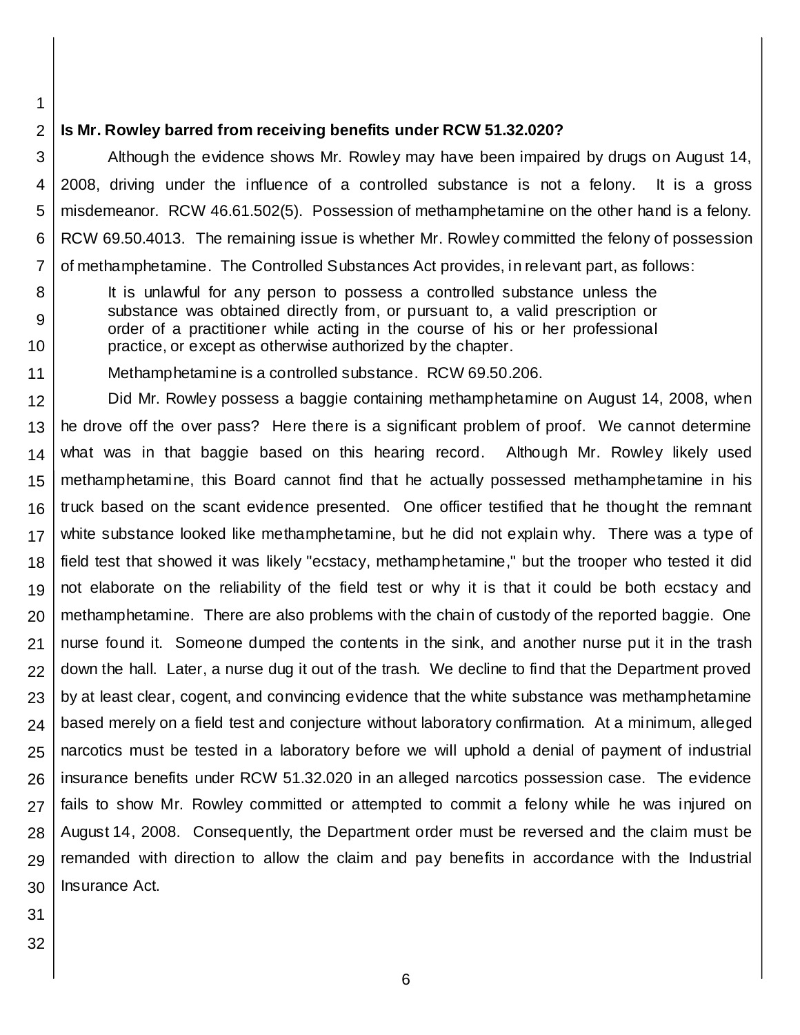**Is Mr. Rowley barred from receiving benefits under RCW 51.32.020?**

Although the evidence shows Mr. Rowley may have been impaired by drugs on August 14, 2008, driving under the influence of a controlled substance is not a felony. It is a gross misdemeanor. RCW 46.61.502(5). Possession of methamphetamine on the other hand is a felony. RCW 69.50.4013. The remaining issue is whether Mr. Rowley committed the felony of possession of methamphetamine. The Controlled Substances Act provides, in relevant part, as follows:

> It is unlawful for any person to possess a controlled substance unless the substance was obtained directly from, or pursuant to, a valid prescription or order of a practitioner while acting in the course of his or her professional practice, or except as otherwise authorized by the chapter.

Methamphetamine is a controlled substance. RCW 69.50.206.

Did Mr. Rowley possess a baggie containing methamphetamine on August 14, 2008, when he drove off the over pass? Here there is a significant problem of proof. We cannot determine what was in that baggie based on this hearing record. Although Mr. Rowley likely used methamphetamine, this Board cannot find that he actually possessed methamphetamine in his truck based on the scant evidence presented. One officer testified that he thought the remnant white substance looked like methamphetamine, but he did not explain why. There was a type of field test that showed it was likely "ecstacy, methamphetamine," but the trooper who tested it did not elaborate on the reliability of the field test or why it is that it could be both ecstacy and methamphetamine. There are also problems with the chain of custody of the reported baggie. One nurse found it. Someone dumped the contents in the sink, and another nurse put it in the trash down the hall. Later, a nurse dug it out of the trash. We decline to find that the Department proved by at least clear, cogent, and convincing evidence that the white substance was methamphetamine based merely on a field test and conjecture without laboratory confirmation. At a minimum, alleged narcotics must be tested in a laboratory before we will uphold a denial of payment of industrial insurance benefits under RCW 51.32.020 in an alleged narcotics possession case. The evidence fails to show Mr. Rowley committed or attempted to commit a felony while he was injured on August 14, 2008. Consequently, the Department order must be reversed and the claim must be remanded with direction to allow the claim and pay benefits in accordance with the Industrial Insurance Act.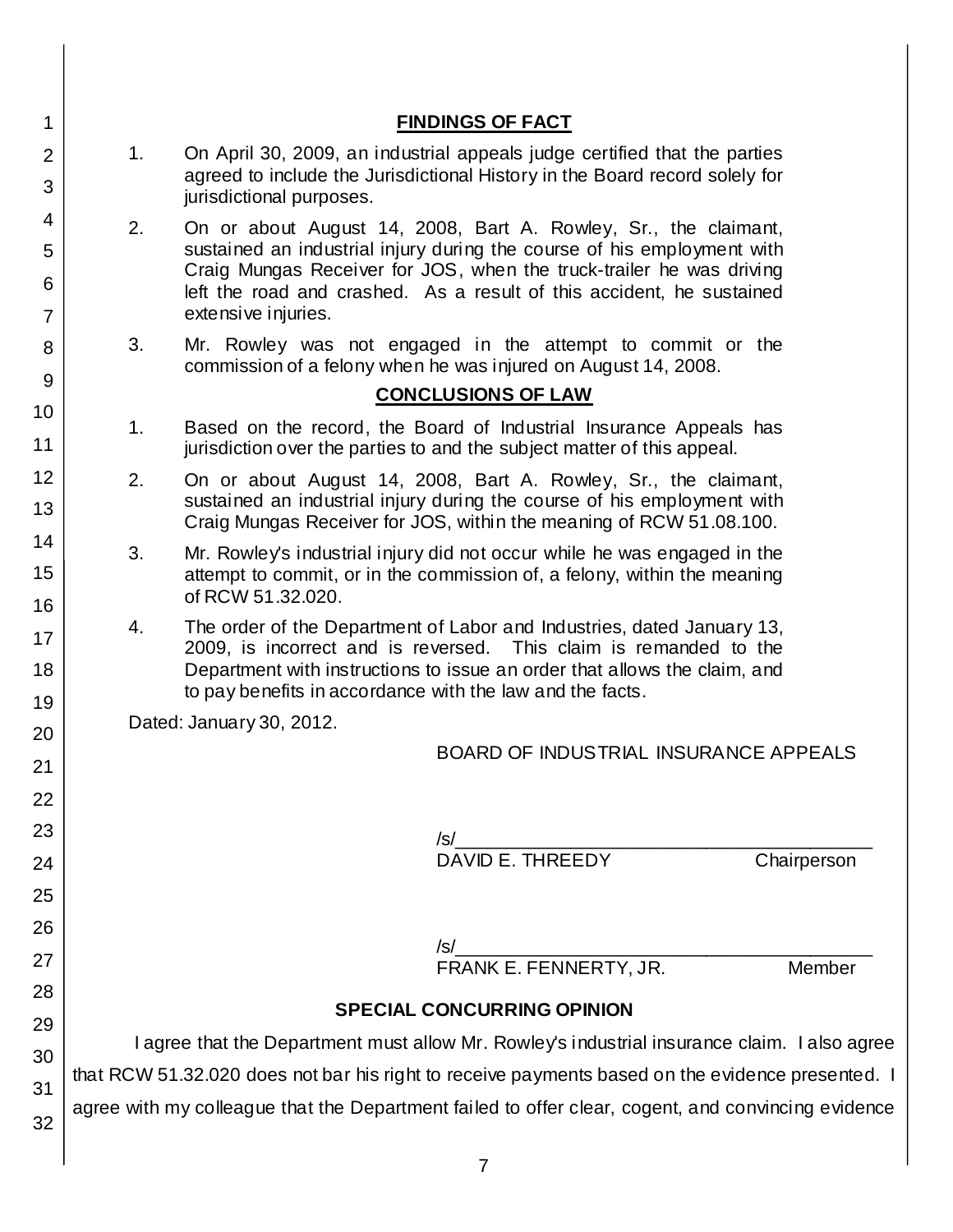## FINDINGS OF FACT

1. On April 30, 2009, an industrial appeals judge certified that the parties agreed to include the Jurisdictional History in the Board record solely for jurisdictional purposes.

2. On or about August 14, 2008, Bart A. Rowley, Sr., the claimant, sustained an industrial injury during the course of his employment with Craig Mungas Receiver for JOS, when the truck-trailer he was driving left the road and crashed. As a result of this accident, he sustained extensive injuries.

3. Mr. Rowley was not engaged in the attempt to commit or the commission of a felony when he was injured on August 14, 2008.

## CONCLUSIONS OF LAW

1. Based on the record, the Board of Industrial Insurance Appeals has jurisdiction over the parties to and the subject matter of this appeal.

2. On or about August 14, 2008, Bart A. Rowley, Sr., the claimant, sustained an industrial injury during the course of his employment with Craig Mungas Receiver for JOS, within the meaning of RCW 51.08.100.

3. Mr. Rowley's industrial injury did not occur while he was engaged in the attempt to commit, or in the commission of, a felony, within the meaning of RCW 51.32.020.

4. The order of the Department of Labor and Industries, dated January 13, 2009, is incorrect and is reversed. This claim is remanded to the Department with instructions to issue an order that allows the claim, and to pay benefits in accordance with the law and the facts.

Dated: January 30, 2012.

BOARD OF INDUSTRIAL INSURANCE APPEALS

/s/
DAVID E. THREEDY Chairperson

/s/
FRANK E. FENNERTY, JR. Member

## SPECIAL CONCURRING OPINION

I agree that the Department must allow Mr. Rowley's industrial insurance claim. I also agree that RCW 51.32.020 does not bar his right to receive payments based on the evidence presented. I agree with my colleague that the Department failed to offer clear, cogent, and convincing evidence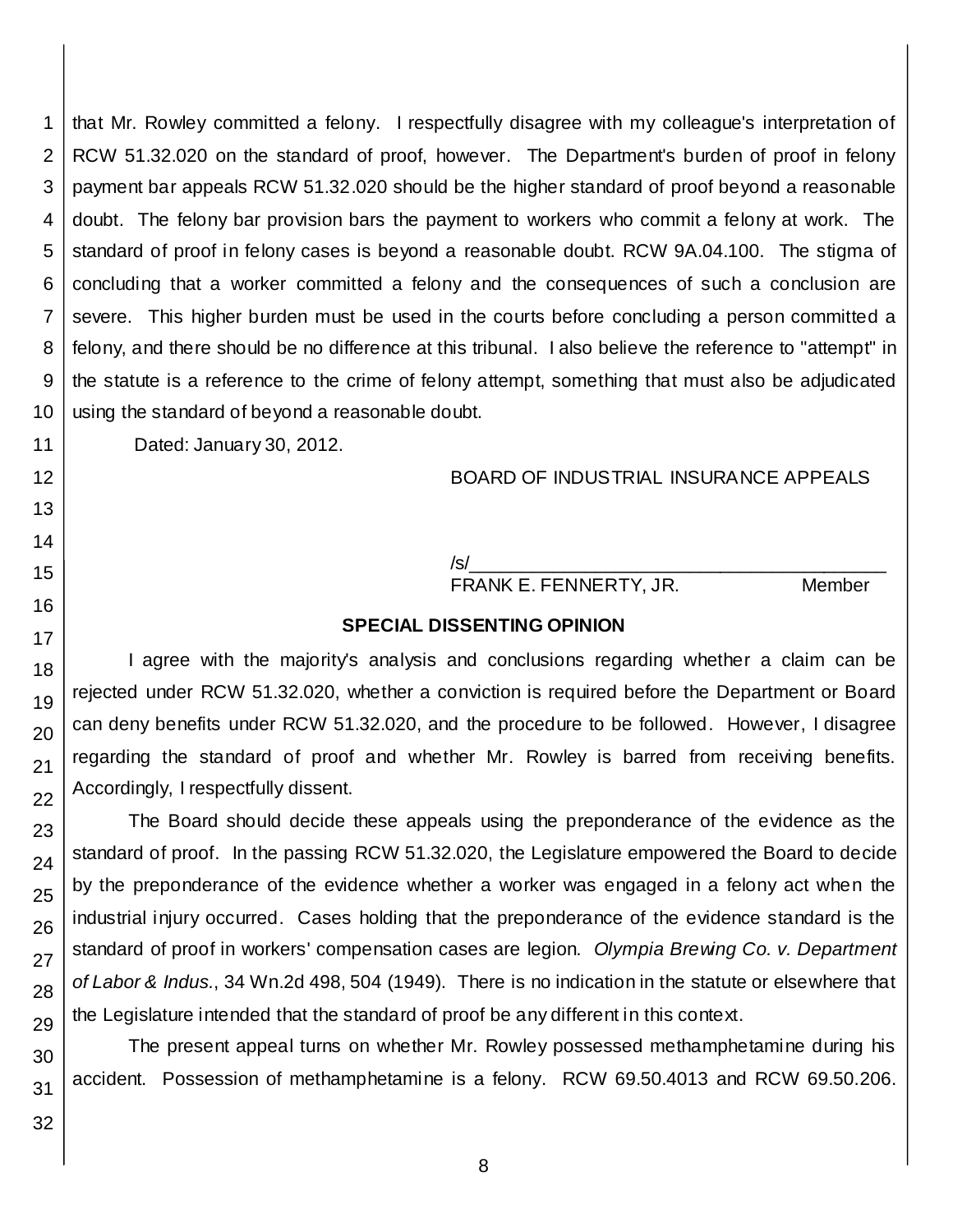that Mr. Rowley committed a felony. I respectfully disagree with my colleague's interpretation of RCW 51.32.020 on the standard of proof, however. The Department's burden of proof in felony payment bar appeals RCW 51.32.020 should be the higher standard of proof beyond a reasonable doubt. The felony bar provision bars the payment to workers who commit a felony at work. The standard of proof in felony cases is beyond a reasonable doubt. RCW 9A.04.100. The stigma of concluding that a worker committed a felony and the consequences of such a conclusion are severe. This higher burden must be used in the courts before concluding a person committed a felony, and there should be no difference at this tribunal. I also believe the reference to "attempt" in the statute is a reference to the crime of felony attempt, something that must also be adjudicated using the standard of beyond a reasonable doubt.

Dated: January 30, 2012.

BOARD OF INDUSTRIAL INSURANCE APPEALS

/s/\_\_\_\_\_\_\_\_\_\_\_\_\_\_\_\_\_\_\_\_\_\_\_\_\_\_\_\_\_\_\_\_\_\_\_\_\_\_\_\_
FRANK E. FENNERTY, JR. Member

**SPECIAL DISSENTING OPINION**

I agree with the majority's analysis and conclusions regarding whether a claim can be rejected under RCW 51.32.020, whether a conviction is required before the Department or Board can deny benefits under RCW 51.32.020, and the procedure to be followed. However, I disagree regarding the standard of proof and whether Mr. Rowley is barred from receiving benefits. Accordingly, I respectfully dissent.

The Board should decide these appeals using the preponderance of the evidence as the standard of proof. In the passing RCW 51.32.020, the Legislature empowered the Board to decide by the preponderance of the evidence whether a worker was engaged in a felony act when the industrial injury occurred. Cases holding that the preponderance of the evidence standard is the standard of proof in workers' compensation cases are legion. *Olympia Brewing Co. v. Department of Labor & Indus.*, 34 Wn.2d 498, 504 (1949). There is no indication in the statute or elsewhere that the Legislature intended that the standard of proof be any different in this context.

The present appeal turns on whether Mr. Rowley possessed methamphetamine during his accident. Possession of methamphetamine is a felony. RCW 69.50.4013 and RCW 69.50.206.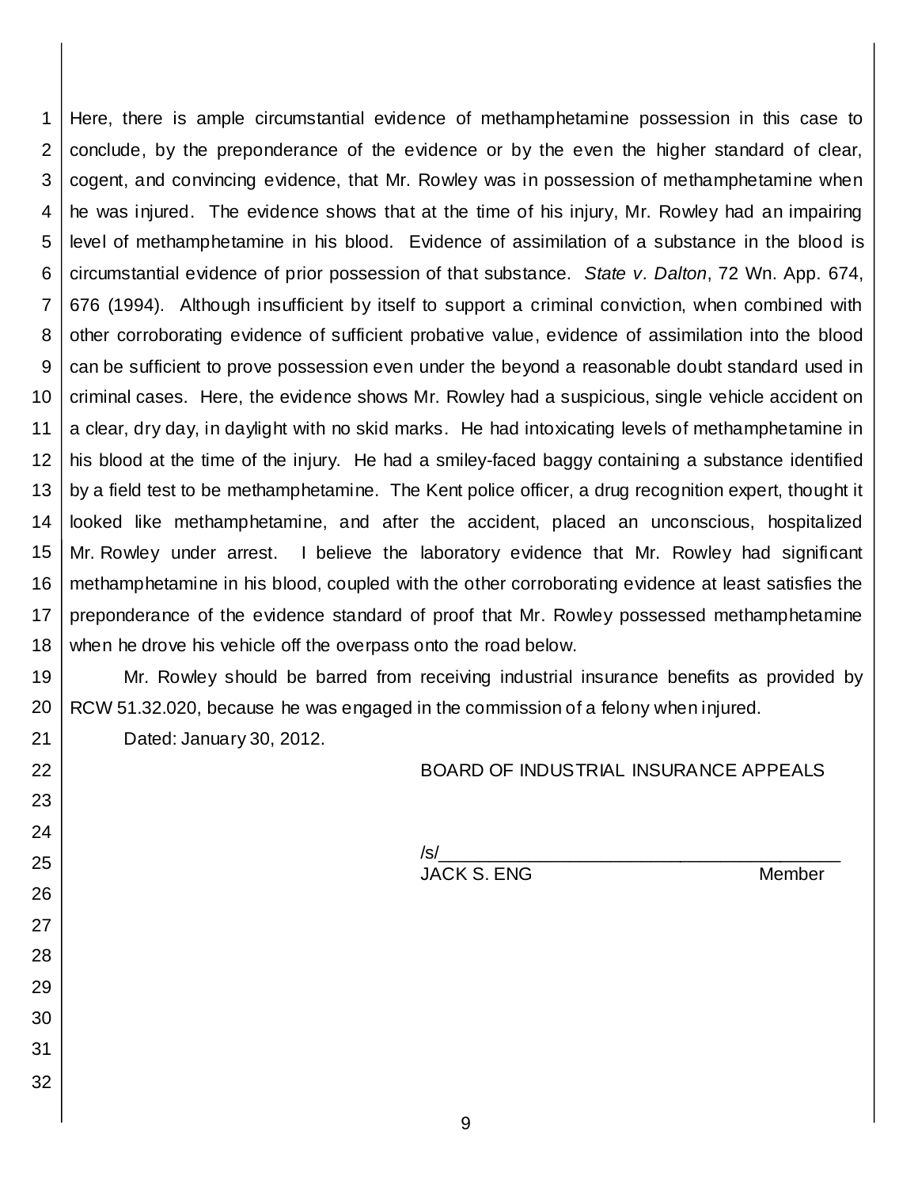Here, there is ample circumstantial evidence of methamphetamine possession in this case to conclude, by the preponderance of the evidence or by the even the higher standard of clear, cogent, and convincing evidence, that Mr. Rowley was in possession of methamphetamine when he was injured. The evidence shows that at the time of his injury, Mr. Rowley had an impairing level of methamphetamine in his blood. Evidence of assimilation of a substance in the blood is circumstantial evidence of prior possession of that substance. *State v. Dalton*, 72 Wn. App. 674, 676 (1994). Although insufficient by itself to support a criminal conviction, when combined with other corroborating evidence of sufficient probative value, evidence of assimilation into the blood can be sufficient to prove possession even under the beyond a reasonable doubt standard used in criminal cases. Here, the evidence shows Mr. Rowley had a suspicious, single vehicle accident on a clear, dry day, in daylight with no skid marks. He had intoxicating levels of methamphetamine in his blood at the time of the injury. He had a smiley-faced baggy containing a substance identified by a field test to be methamphetamine. The Kent police officer, a drug recognition expert, thought it looked like methamphetamine, and after the accident, placed an unconscious, hospitalized Mr. Rowley under arrest. I believe the laboratory evidence that Mr. Rowley had significant methamphetamine in his blood, coupled with the other corroborating evidence at least satisfies the preponderance of the evidence standard of proof that Mr. Rowley possessed methamphetamine when he drove his vehicle off the overpass onto the road below.

Mr. Rowley should be barred from receiving industrial insurance benefits as provided by RCW 51.32.020, because he was engaged in the commission of a felony when injured.

Dated: January 30, 2012.

BOARD OF INDUSTRIAL INSURANCE APPEALS

/s/________________________________________
JACK S. ENG Member